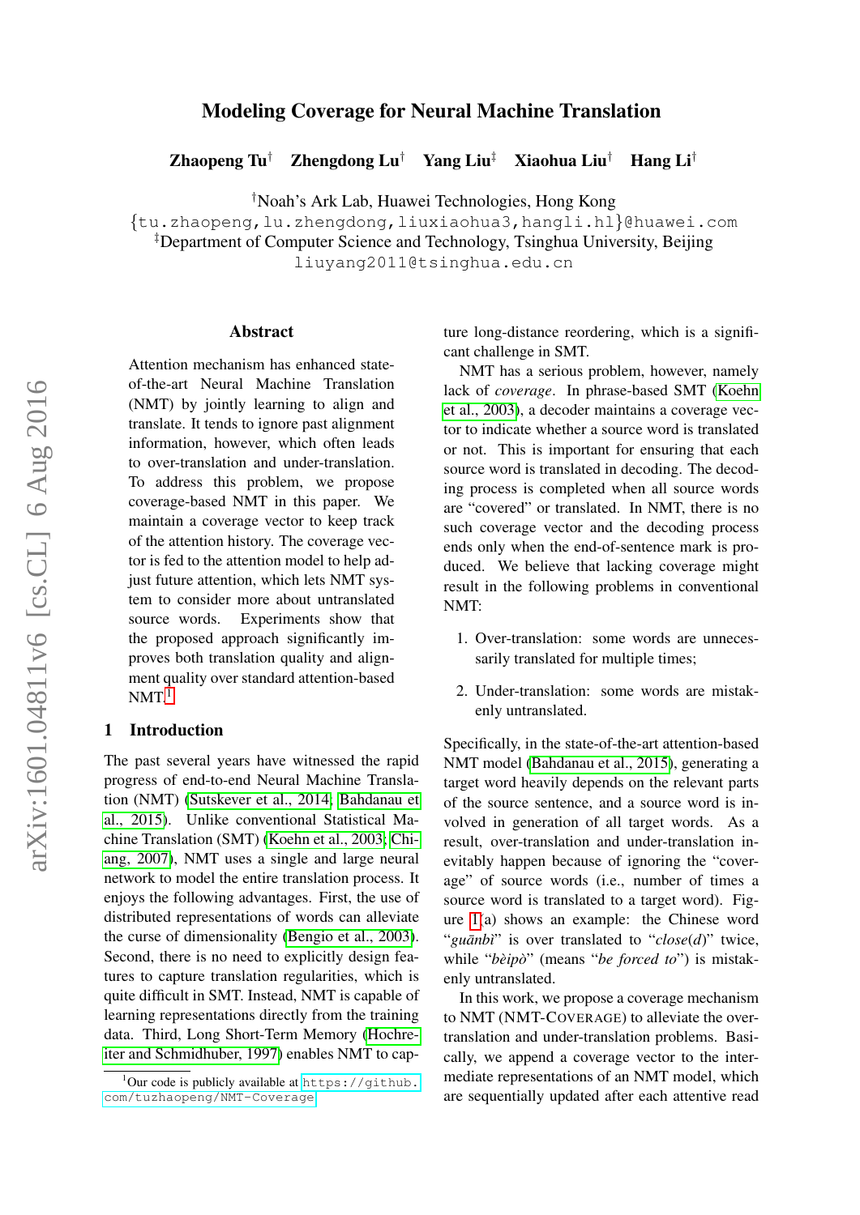# Modeling Coverage for Neural Machine Translation

**Zhaopeng Tu**[†] **Zhengdong Lu**[†] **Yang Liu**[‡] **Xiaohua Liu**[†] **Hang Li**[†]

[†]Noah's Ark Lab, Huawei Technologies, Hong Kong
{tu.zhaopeng,lu.zhengdong,liuxiaohua3,hangli.hl}@huawei.com
[‡]Department of Computer Science and Technology, Tsinghua University, Beijing
liuyang2011@tsinghua.edu.cn

## Abstract

Attention mechanism has enhanced state-of-the-art Neural Machine Translation (NMT) by jointly learning to align and translate. It tends to ignore past alignment information, however, which often leads to over-translation and under-translation. To address this problem, we propose coverage-based NMT in this paper. We maintain a coverage vector to keep track of the attention history. The coverage vector is fed to the attention model to help adjust future attention, which lets NMT system to consider more about untranslated source words. Experiments show that the proposed approach significantly improves both translation quality and alignment quality over standard attention-based NMT.[1]

## 1 Introduction

The past several years have witnessed the rapid progress of end-to-end Neural Machine Translation (NMT) (Sutskever et al., 2014; Bahdanau et al., 2015). Unlike conventional Statistical Machine Translation (SMT) (Koehn et al., 2003; Chiang, 2007), NMT uses a single and large neural network to model the entire translation process. It enjoys the following advantages. First, the use of distributed representations of words can alleviate the curse of dimensionality (Bengio et al., 2003). Second, there is no need to explicitly design features to capture translation regularities, which is quite difficult in SMT. Instead, NMT is capable of learning representations directly from the training data. Third, Long Short-Term Memory (Hochreiter and Schmidhuber, 1997) enables NMT to capture long-distance reordering, which is a significant challenge in SMT.

NMT has a serious problem, however, namely lack of *coverage*. In phrase-based SMT (Koehn et al., 2003), a decoder maintains a coverage vector to indicate whether a source word is translated or not. This is important for ensuring that each source word is translated in decoding. The decoding process is completed when all source words are "covered" or translated. In NMT, there is no such coverage vector and the decoding process ends only when the end-of-sentence mark is produced. We believe that lacking coverage might result in the following problems in conventional NMT:

1. Over-translation: some words are unnecessarily translated for multiple times;
2. Under-translation: some words are mistakenly untranslated.

Specifically, in the state-of-the-art attention-based NMT model (Bahdanau et al., 2015), generating a target word heavily depends on the relevant parts of the source sentence, and a source word is involved in generation of all target words. As a result, over-translation and under-translation inevitably happen because of ignoring the "coverage" of source words (i.e., number of times a source word is translated to a target word). Figure 1(a) shows an example: the Chinese word "*guānbì*" is over translated to "*close*(*d*)" twice, while "*bèipò*" (means "*be forced to*") is mistakenly untranslated.

In this work, we propose a coverage mechanism to NMT (NMT-COVERAGE) to alleviate the over-translation and under-translation problems. Basically, we append a coverage vector to the intermediate representations of an NMT model, which are sequentially updated after each attentive read

[1]Our code is publicly available at https://github.com/tuzhaopeng/NMT-Coverage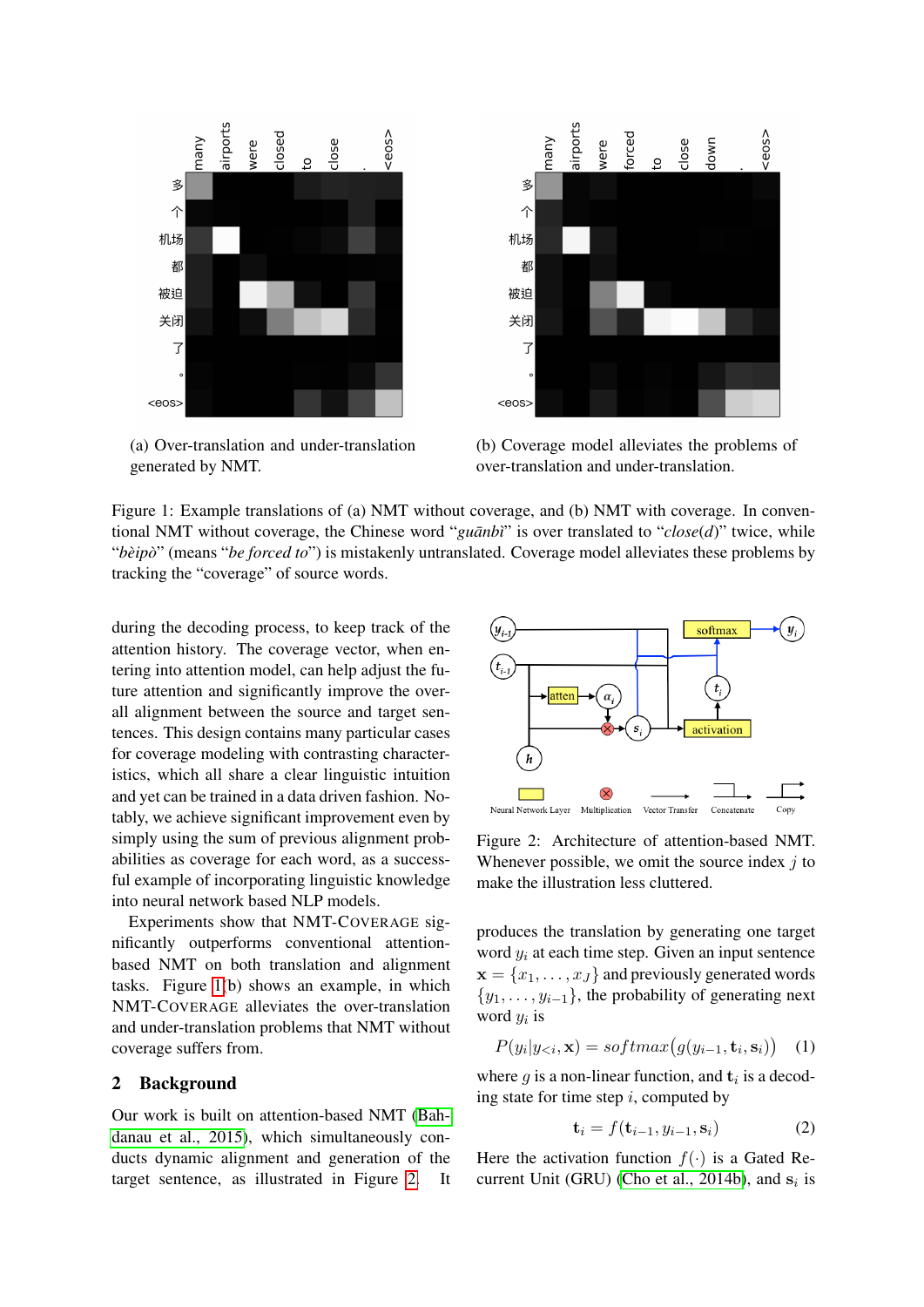(a) Over-translation and under-translation generated by NMT.

(b) Coverage model alleviates the problems of over-translation and under-translation.

Figure 1: Example translations of (a) NMT without coverage, and (b) NMT with coverage. In conventional NMT without coverage, the Chinese word "*guānbì*" is over translated to "*close(d)*" twice, while "*bèipò*" (means "*be forced to*") is mistakenly untranslated. Coverage model alleviates these problems by tracking the "coverage" of source words.

during the decoding process, to keep track of the attention history. The coverage vector, when entering into attention model, can help adjust the future attention and significantly improve the overall alignment between the source and target sentences. This design contains many particular cases for coverage modeling with contrasting characteristics, which all share a clear linguistic intuition and yet can be trained in a data driven fashion. Notably, we achieve significant improvement even by simply using the sum of previous alignment probabilities as coverage for each word, as a successful example of incorporating linguistic knowledge into neural network based NLP models.

Experiments show that NMT-COVERAGE significantly outperforms conventional attention-based NMT on both translation and alignment tasks. Figure 1(b) shows an example, in which NMT-COVERAGE alleviates the over-translation and under-translation problems that NMT without coverage suffers from.

## 2 Background

Our work is built on attention-based NMT (Bahdanau et al., 2015), which simultaneously conducts dynamic alignment and generation of the target sentence, as illustrated in Figure 2. It produces the translation by generating one target word $y_i$ at each time step. Given an input sentence $\mathbf{x} = \{x_1, \ldots, x_J\}$ and previously generated words $\{y_1, \ldots, y_{i-1}\}$, the probability of generating next word $y_i$ is

$$P(y_i|y_{<i}, \mathbf{x}) = softmax\big(g(y_{i-1}, \mathbf{t}_i, \mathbf{s}_i)\big) \quad (1)$$

where $g$ is a non-linear function, and $\mathbf{t}_i$ is a decoding state for time step $i$, computed by

$$\mathbf{t}_i = f(\mathbf{t}_{i-1}, y_{i-1}, \mathbf{s}_i) \quad (2)$$

Here the activation function $f(\cdot)$ is a Gated Recurrent Unit (GRU) (Cho et al., 2014b), and $\mathbf{s}_i$ is

Figure 2: Architecture of attention-based NMT. Whenever possible, we omit the source index $j$ to make the illustration less cluttered.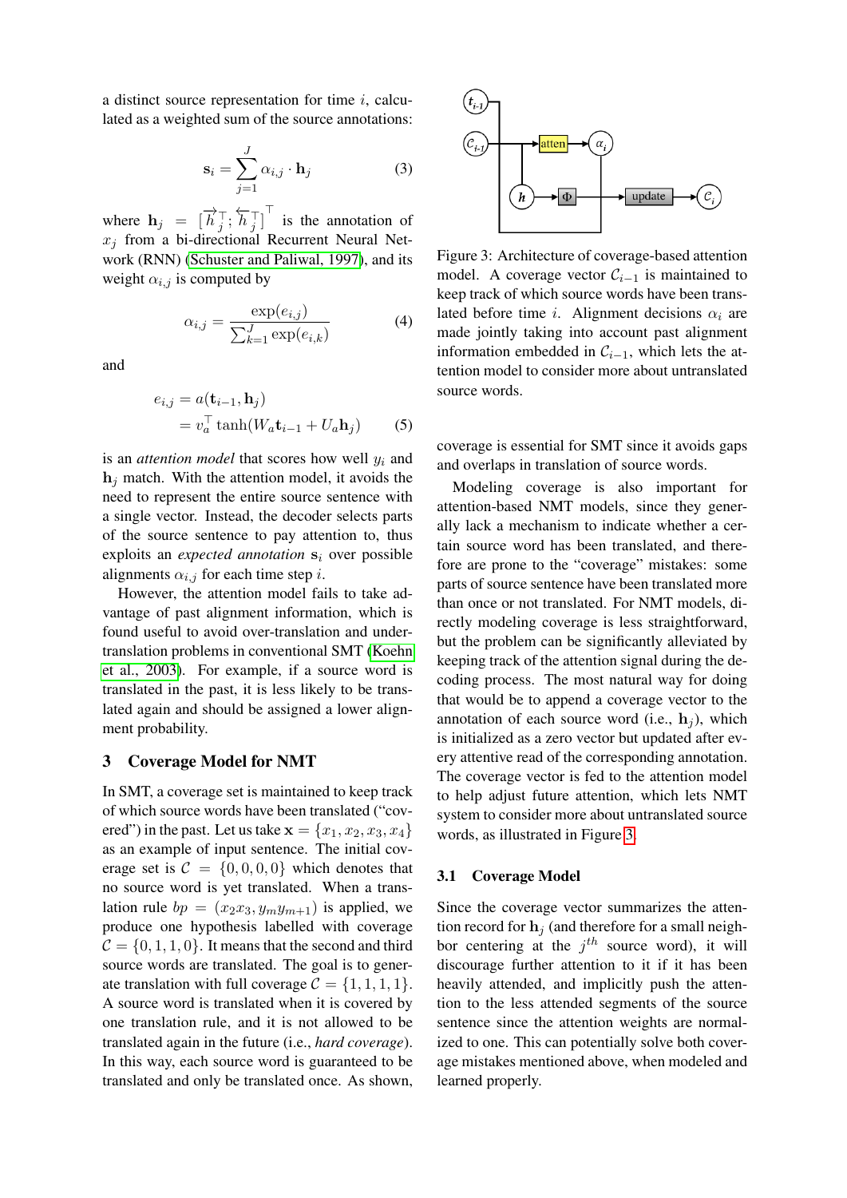a distinct source representation for time $i$, calculated as a weighted sum of the source annotations:

$$\mathbf{s}_i = \sum_{j=1}^{J} \alpha_{i,j} \cdot \mathbf{h}_j \tag{3}$$

where $\mathbf{h}_j = [\overrightarrow{h}_j^\top; \overleftarrow{h}_j^\top]^\top$ is the annotation of $x_j$ from a bi-directional Recurrent Neural Network (RNN) (Schuster and Paliwal, 1997), and its weight $\alpha_{i,j}$ is computed by

$$\alpha_{i,j} = \frac{\exp(e_{i,j})}{\sum_{k=1}^{J} \exp(e_{i,k})} \tag{4}$$

and

$$\begin{aligned} e_{i,j} &= a(\mathbf{t}_{i-1}, \mathbf{h}_j) \\ &= v_a^\top \tanh(W_a \mathbf{t}_{i-1} + U_a \mathbf{h}_j) \end{aligned} \tag{5}$$

is an *attention model* that scores how well $y_i$ and $\mathbf{h}_j$ match. With the attention model, it avoids the need to represent the entire source sentence with a single vector. Instead, the decoder selects parts of the source sentence to pay attention to, thus exploits an *expected annotation* $\mathbf{s}_i$ over possible alignments $\alpha_{i,j}$ for each time step $i$.

However, the attention model fails to take advantage of past alignment information, which is found useful to avoid over-translation and under-translation problems in conventional SMT (Koehn et al., 2003). For example, if a source word is translated in the past, it is less likely to be translated again and should be assigned a lower alignment probability.

## 3 Coverage Model for NMT

In SMT, a coverage set is maintained to keep track of which source words have been translated ("covered") in the past. Let us take $\mathbf{x} = \{x_1, x_2, x_3, x_4\}$ as an example of input sentence. The initial coverage set is $\mathcal{C} = \{0, 0, 0, 0\}$ which denotes that no source word is yet translated. When a translation rule $bp = (x_2x_3, y_m y_{m+1})$ is applied, we produce one hypothesis labelled with coverage $\mathcal{C} = \{0, 1, 1, 0\}$. It means that the second and third source words are translated. The goal is to generate translation with full coverage $\mathcal{C} = \{1, 1, 1, 1\}$. A source word is translated when it is covered by one translation rule, and it is not allowed to be translated again in the future (i.e., *hard coverage*). In this way, each source word is guaranteed to be translated and only be translated once. As shown, coverage is essential for SMT since it avoids gaps and overlaps in translation of source words.

Figure 3: Architecture of coverage-based attention model. A coverage vector $\mathcal{C}_{i-1}$ is maintained to keep track of which source words have been translated before time $i$. Alignment decisions $\alpha_i$ are made jointly taking into account past alignment information embedded in $\mathcal{C}_{i-1}$, which lets the attention model to consider more about untranslated source words.

Modeling coverage is also important for attention-based NMT models, since they generally lack a mechanism to indicate whether a certain source word has been translated, and therefore are prone to the "coverage" mistakes: some parts of source sentence have been translated more than once or not translated. For NMT models, directly modeling coverage is less straightforward, but the problem can be significantly alleviated by keeping track of the attention signal during the decoding process. The most natural way for doing that would be to append a coverage vector to the annotation of each source word (i.e., $\mathbf{h}_j$), which is initialized as a zero vector but updated after every attentive read of the corresponding annotation. The coverage vector is fed to the attention model to help adjust future attention, which lets NMT system to consider more about untranslated source words, as illustrated in Figure 3.

### 3.1 Coverage Model

Since the coverage vector summarizes the attention record for $\mathbf{h}_j$ (and therefore for a small neighbor centering at the $j^{th}$ source word), it will discourage further attention to it if it has been heavily attended, and implicitly push the attention to the less attended segments of the source sentence since the attention weights are normalized to one. This can potentially solve both coverage mistakes mentioned above, when modeled and learned properly.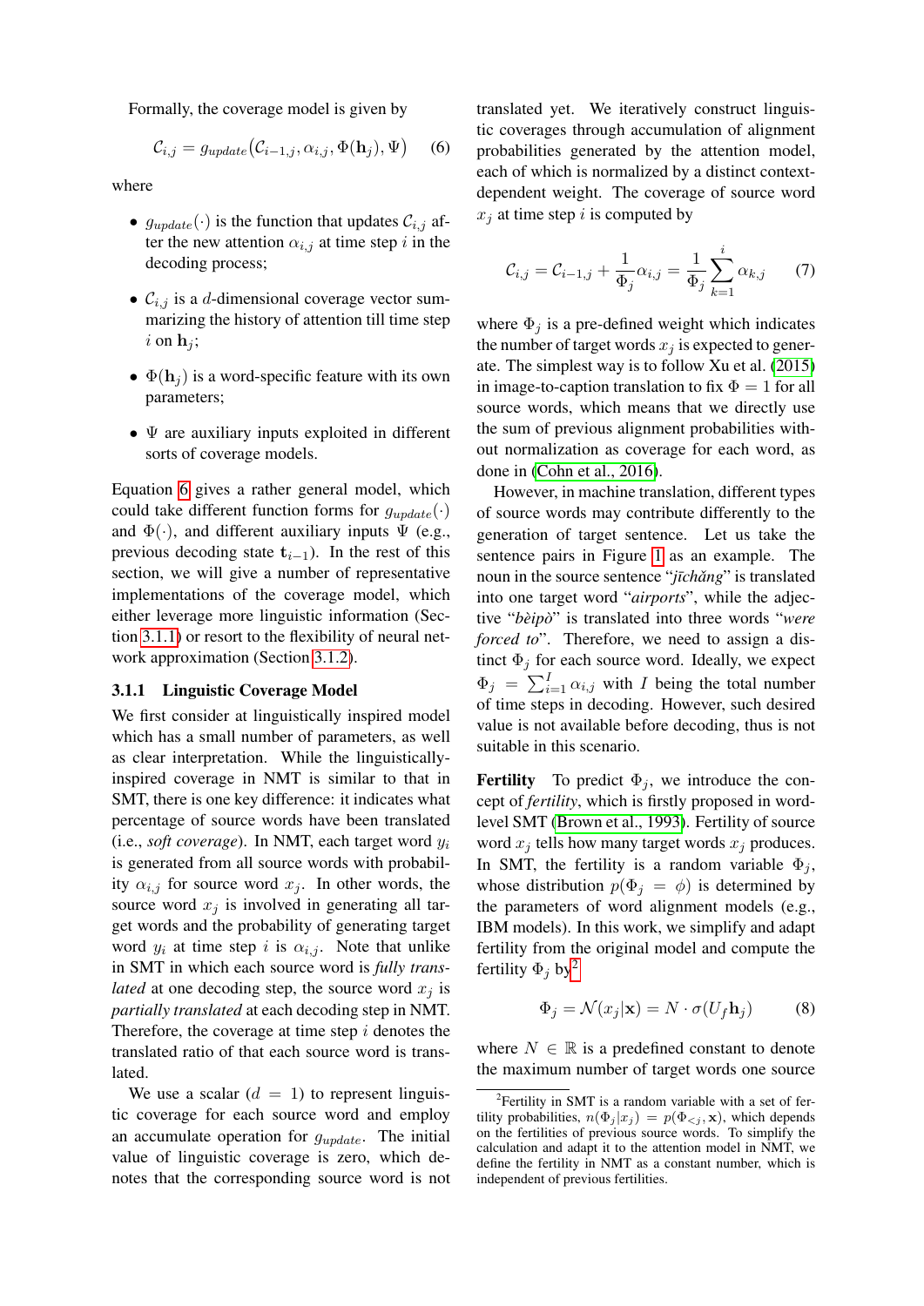Formally, the coverage model is given by

$$\mathcal{C}_{i,j} = g_{update}\big(\mathcal{C}_{i-1,j}, \alpha_{i,j}, \Phi(\mathbf{h}_j), \Psi\big) \quad (6)$$

where

- $g_{update}(\cdot)$ is the function that updates $\mathcal{C}_{i,j}$ after the new attention $\alpha_{i,j}$ at time step $i$ in the decoding process;
- $\mathcal{C}_{i,j}$ is a $d$-dimensional coverage vector summarizing the history of attention till time step $i$ on $\mathbf{h}_j$;
- $\Phi(\mathbf{h}_j)$ is a word-specific feature with its own parameters;
- $\Psi$ are auxiliary inputs exploited in different sorts of coverage models.

Equation 6 gives a rather general model, which could take different function forms for $g_{update}(\cdot)$ and $\Phi(\cdot)$, and different auxiliary inputs $\Psi$ (e.g., previous decoding state $\mathbf{t}_{i-1}$). In the rest of this section, we will give a number of representative implementations of the coverage model, which either leverage more linguistic information (Section 3.1.1) or resort to the flexibility of neural network approximation (Section 3.1.2).

### 3.1.1 Linguistic Coverage Model

We first consider at linguistically inspired model which has a small number of parameters, as well as clear interpretation. While the linguistically-inspired coverage in NMT is similar to that in SMT, there is one key difference: it indicates what percentage of source words have been translated (i.e., *soft coverage*). In NMT, each target word $y_i$ is generated from all source words with probability $\alpha_{i,j}$ for source word $x_j$. In other words, the source word $x_j$ is involved in generating all target words and the probability of generating target word $y_i$ at time step $i$ is $\alpha_{i,j}$. Note that unlike in SMT in which each source word is *fully translated* at one decoding step, the source word $x_j$ is *partially translated* at each decoding step in NMT. Therefore, the coverage at time step $i$ denotes the translated ratio of that each source word is translated.

We use a scalar ($d = 1$) to represent linguistic coverage for each source word and employ an accumulate operation for $g_{update}$. The initial value of linguistic coverage is zero, which denotes that the corresponding source word is not translated yet. We iteratively construct linguistic coverages through accumulation of alignment probabilities generated by the attention model, each of which is normalized by a distinct context-dependent weight. The coverage of source word $x_j$ at time step $i$ is computed by

$$\mathcal{C}_{i,j} = \mathcal{C}_{i-1,j} + \frac{1}{\Phi_j}\alpha_{i,j} = \frac{1}{\Phi_j}\sum_{k=1}^{i}\alpha_{k,j} \quad (7)$$

where $\Phi_j$ is a pre-defined weight which indicates the number of target words $x_j$ is expected to generate. The simplest way is to follow Xu et al. (2015) in image-to-caption translation to fix $\Phi = 1$ for all source words, which means that we directly use the sum of previous alignment probabilities without normalization as coverage for each word, as done in (Cohn et al., 2016).

However, in machine translation, different types of source words may contribute differently to the generation of target sentence. Let us take the sentence pairs in Figure 1 as an example. The noun in the source sentence "*jīchǎng*" is translated into one target word "*airports*", while the adjective "*bèipò*" is translated into three words "*were forced to*". Therefore, we need to assign a distinct $\Phi_j$ for each source word. Ideally, we expect $\Phi_j = \sum_{i=1}^{I}\alpha_{i,j}$ with $I$ being the total number of time steps in decoding. However, such desired value is not available before decoding, thus is not suitable in this scenario.

**Fertility** To predict $\Phi_j$, we introduce the concept of *fertility*, which is firstly proposed in word-level SMT (Brown et al., 1993). Fertility of source word $x_j$ tells how many target words $x_j$ produces. In SMT, the fertility is a random variable $\Phi_j$, whose distribution $p(\Phi_j = \phi)$ is determined by the parameters of word alignment models (e.g., IBM models). In this work, we simplify and adapt fertility from the original model and compute the fertility $\Phi_j$ by[2]

$$\Phi_j = \mathcal{N}(x_j|\mathbf{x}) = N \cdot \sigma(U_f \mathbf{h}_j) \quad (8)$$

where $N \in \mathbb{R}$ is a predefined constant to denote the maximum number of target words one source

[2] Fertility in SMT is a random variable with a set of fertility probabilities, $n(\Phi_j|x_j) = p(\Phi_{<j}, \mathbf{x})$, which depends on the fertilities of previous source words. To simplify the calculation and adapt it to the attention model in NMT, we define the fertility in NMT as a constant number, which is independent of previous fertilities.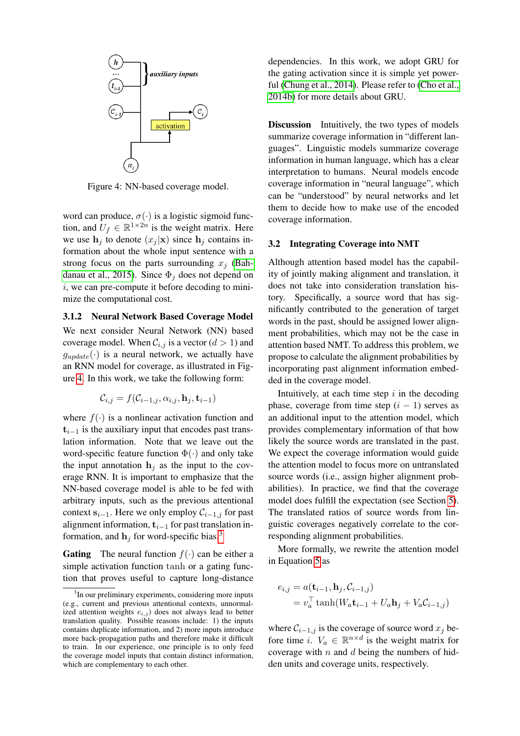Figure 4: NN-based coverage model.

word can produce, $\sigma(\cdot)$ is a logistic sigmoid function, and $U_f \in \mathbb{R}^{1\times 2n}$ is the weight matrix. Here we use $\mathbf{h}_j$ to denote $(x_j|\mathbf{x})$ since $\mathbf{h}_j$ contains information about the whole input sentence with a strong focus on the parts surrounding $x_j$ (Bahdanau et al., 2015). Since $\Phi_j$ does not depend on $i$, we can pre-compute it before decoding to minimize the computational cost.

#### 3.1.2 Neural Network Based Coverage Model

We next consider Neural Network (NN) based coverage model. When $\mathcal{C}_{i,j}$ is a vector ($d > 1$) and $g_{update}(\cdot)$ is a neural network, we actually have an RNN model for coverage, as illustrated in Figure 4. In this work, we take the following form:

$$\mathcal{C}_{i,j} = f(\mathcal{C}_{i-1,j}, \alpha_{i,j}, \mathbf{h}_j, \mathbf{t}_{i-1})$$

where $f(\cdot)$ is a nonlinear activation function and $\mathbf{t}_{i-1}$ is the auxiliary input that encodes past translation information. Note that we leave out the word-specific feature function $\Phi(\cdot)$ and only take the input annotation $\mathbf{h}_j$ as the input to the coverage RNN. It is important to emphasize that the NN-based coverage model is able to be fed with arbitrary inputs, such as the previous attentional context $\mathbf{s}_{i-1}$. Here we only employ $\mathcal{C}_{i-1,j}$ for past alignment information, $\mathbf{t}_{i-1}$ for past translation information, and $\mathbf{h}_j$ for word-specific bias.[3]

**Gating** The neural function $f(\cdot)$ can be either a simple activation function $\tanh$ or a gating function that proves useful to capture long-distance dependencies. In this work, we adopt GRU for the gating activation since it is simple yet powerful (Chung et al., 2014). Please refer to (Cho et al., 2014b) for more details about GRU.

**Discussion** Intuitively, the two types of models summarize coverage information in "different languages". Linguistic models summarize coverage information in human language, which has a clear interpretation to humans. Neural models encode coverage information in "neural language", which can be "understood" by neural networks and let them to decide how to make use of the encoded coverage information.

### 3.2 Integrating Coverage into NMT

Although attention based model has the capability of jointly making alignment and translation, it does not take into consideration translation history. Specifically, a source word that has significantly contributed to the generation of target words in the past, should be assigned lower alignment probabilities, which may not be the case in attention based NMT. To address this problem, we propose to calculate the alignment probabilities by incorporating past alignment information embedded in the coverage model.

Intuitively, at each time step $i$ in the decoding phase, coverage from time step $(i-1)$ serves as an additional input to the attention model, which provides complementary information of that how likely the source words are translated in the past. We expect the coverage information would guide the attention model to focus more on untranslated source words (i.e., assign higher alignment probabilities). In practice, we find that the coverage model does fulfill the expectation (see Section 5). The translated ratios of source words from linguistic coverages negatively correlate to the corresponding alignment probabilities.

More formally, we rewrite the attention model in Equation 5 as

$$\begin{aligned} e_{i,j} &= a(\mathbf{t}_{i-1}, \mathbf{h}_j, \mathcal{C}_{i-1,j}) \\ &= v_a^\top \tanh(W_a \mathbf{t}_{i-1} + U_a \mathbf{h}_j + V_a \mathcal{C}_{i-1,j}) \end{aligned}$$

where $\mathcal{C}_{i-1,j}$ is the coverage of source word $x_j$ before time $i$. $V_a \in \mathbb{R}^{n\times d}$ is the weight matrix for coverage with $n$ and $d$ being the numbers of hidden units and coverage units, respectively.

[3] In our preliminary experiments, considering more inputs (e.g., current and previous attentional contexts, unnormalized attention weights $e_{i,j}$) does not always lead to better translation quality. Possible reasons include: 1) the inputs contains duplicate information, and 2) more inputs introduce more back-propagation paths and therefore make it difficult to train. In our experience, one principle is to only feed the coverage model inputs that contain distinct information, which are complementary to each other.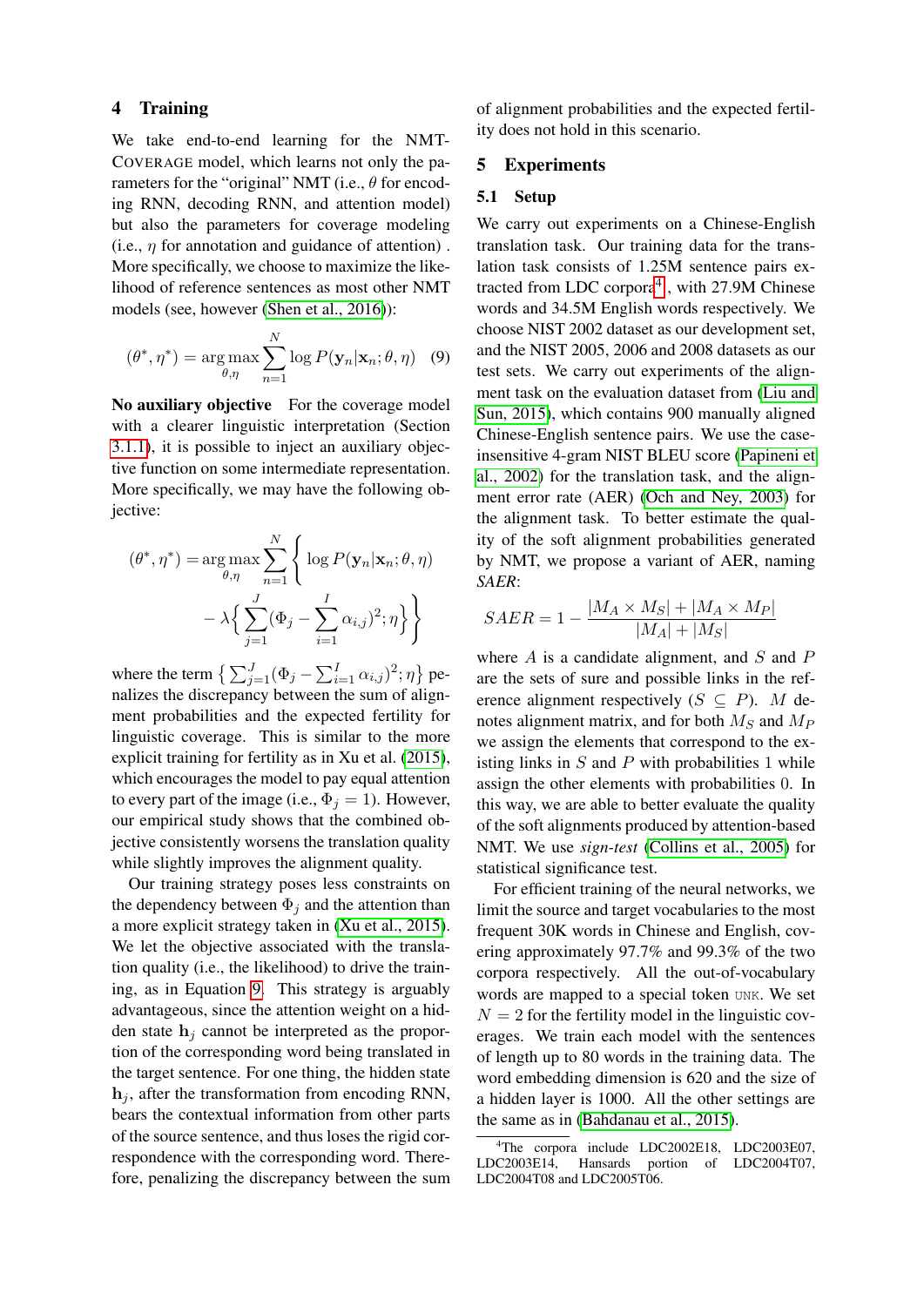## 4 Training

We take end-to-end learning for the NMT-COVERAGE model, which learns not only the parameters for the "original" NMT (i.e., $\theta$ for encoding RNN, decoding RNN, and attention model) but also the parameters for coverage modeling (i.e., $\eta$ for annotation and guidance of attention) . More specifically, we choose to maximize the likelihood of reference sentences as most other NMT models (see, however (Shen et al., 2016)):

$$(\theta^*, \eta^*) = \arg\max_{\theta,\eta} \sum_{n=1}^{N} \log P(\mathbf{y}_n|\mathbf{x}_n; \theta, \eta) \quad (9)$$

**No auxiliary objective** For the coverage model with a clearer linguistic interpretation (Section 3.1.1), it is possible to inject an auxiliary objective function on some intermediate representation. More specifically, we may have the following objective:

$$(\theta^*, \eta^*) = \arg\max_{\theta,\eta} \sum_{n=1}^{N} \Big\{ \log P(\mathbf{y}_n|\mathbf{x}_n; \theta, \eta) - \lambda \Big\{ \sum_{j=1}^{J} (\Phi_j - \sum_{i=1}^{I} \alpha_{i,j})^2; \eta \Big\} \Big\}$$

where the term $\big\{ \sum_{j=1}^{J} (\Phi_j - \sum_{i=1}^{I} \alpha_{i,j})^2; \eta \big\}$ penalizes the discrepancy between the sum of alignment probabilities and the expected fertility for linguistic coverage. This is similar to the more explicit training for fertility as in Xu et al. (2015), which encourages the model to pay equal attention to every part of the image (i.e., $\Phi_j = 1$). However, our empirical study shows that the combined objective consistently worsens the translation quality while slightly improves the alignment quality.

Our training strategy poses less constraints on the dependency between $\Phi_j$ and the attention than a more explicit strategy taken in (Xu et al., 2015). We let the objective associated with the translation quality (i.e., the likelihood) to drive the training, as in Equation 9. This strategy is arguably advantageous, since the attention weight on a hidden state $\mathbf{h}_j$ cannot be interpreted as the proportion of the corresponding word being translated in the target sentence. For one thing, the hidden state $\mathbf{h}_j$, after the transformation from encoding RNN, bears the contextual information from other parts of the source sentence, and thus loses the rigid correspondence with the corresponding word. Therefore, penalizing the discrepancy between the sum of alignment probabilities and the expected fertility does not hold in this scenario.

## 5 Experiments

### 5.1 Setup

We carry out experiments on a Chinese-English translation task. Our training data for the translation task consists of 1.25M sentence pairs extracted from LDC corpora[4], with 27.9M Chinese words and 34.5M English words respectively. We choose NIST 2002 dataset as our development set, and the NIST 2005, 2006 and 2008 datasets as our test sets. We carry out experiments of the alignment task on the evaluation dataset from (Liu and Sun, 2015), which contains 900 manually aligned Chinese-English sentence pairs. We use the case-insensitive 4-gram NIST BLEU score (Papineni et al., 2002) for the translation task, and the alignment error rate (AER) (Och and Ney, 2003) for the alignment task. To better estimate the quality of the soft alignment probabilities generated by NMT, we propose a variant of AER, naming *SAER*:

$$SAER = 1 - \frac{|M_A \times M_S| + |M_A \times M_P|}{|M_A| + |M_S|}$$

where $A$ is a candidate alignment, and $S$ and $P$ are the sets of sure and possible links in the reference alignment respectively ($S \subseteq P$). $M$ denotes alignment matrix, and for both $M_S$ and $M_P$ we assign the elements that correspond to the existing links in $S$ and $P$ with probabilities 1 while assign the other elements with probabilities 0. In this way, we are able to better evaluate the quality of the soft alignments produced by attention-based NMT. We use *sign-test* (Collins et al., 2005) for statistical significance test.

For efficient training of the neural networks, we limit the source and target vocabularies to the most frequent 30K words in Chinese and English, covering approximately 97.7% and 99.3% of the two corpora respectively. All the out-of-vocabulary words are mapped to a special token `UNK`. We set $N = 2$ for the fertility model in the linguistic coverages. We train each model with the sentences of length up to 80 words in the training data. The word embedding dimension is 620 and the size of a hidden layer is 1000. All the other settings are the same as in (Bahdanau et al., 2015).

[4] The corpora include LDC2002E18, LDC2003E07, LDC2003E14, Hansards portion of LDC2004T07, LDC2004T08 and LDC2005T06.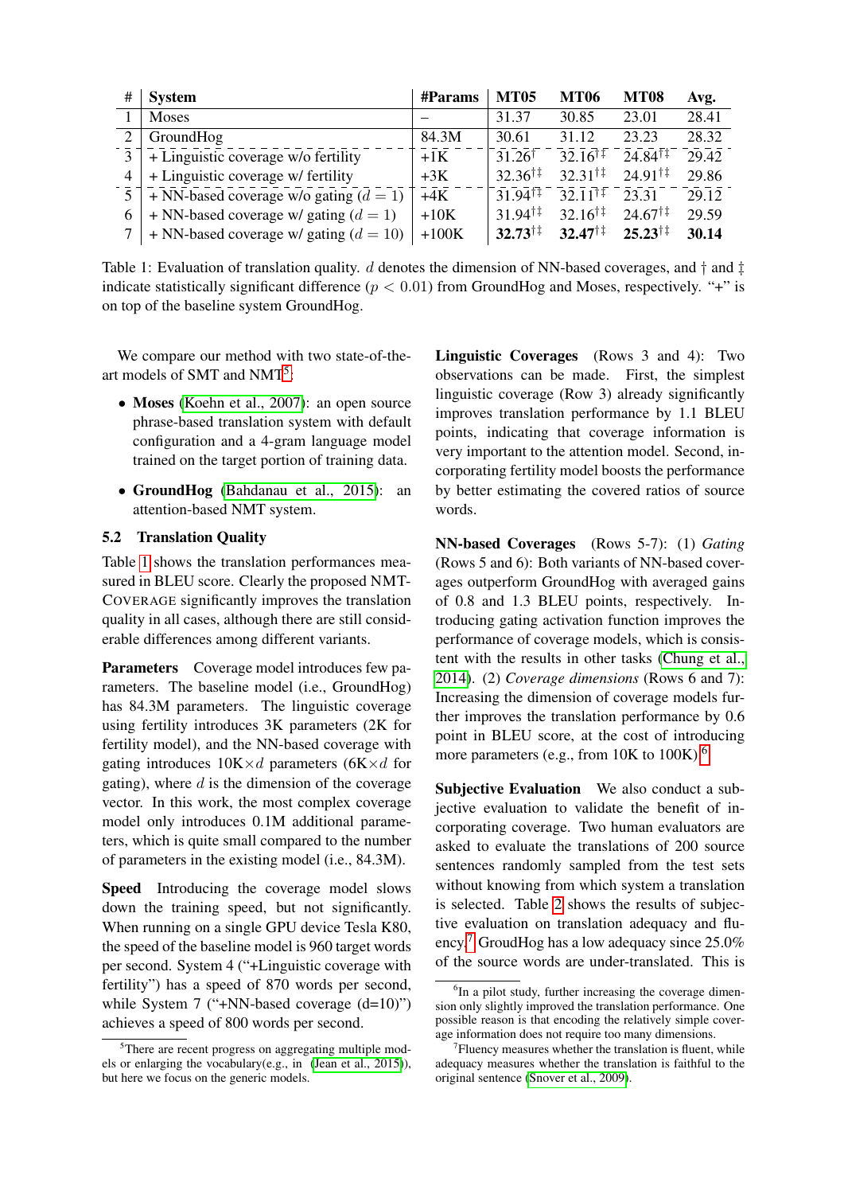| # | System | #Params | MT05 | MT06 | MT08 | Avg. |
|---|---|---|---|---|---|---|
| 1 | Moses | – | 31.37 | 30.85 | 23.01 | 28.41 |
| 2 | GroundHog | 84.3M | 30.61 | 31.12 | 23.23 | 28.32 |
| 3 | + Linguistic coverage w/o fertility | +1K | $31.26^{\dagger}$ | $32.16^{\dagger\ddagger}$ | $24.84^{\dagger\ddagger}$ | 29.42 |
| 4 | + Linguistic coverage w/ fertility | +3K | $32.36^{\dagger\ddagger}$ | $32.31^{\dagger\ddagger}$ | $24.91^{\dagger\ddagger}$ | 29.86 |
| 5 | + NN-based coverage w/o gating ($d = 1$) | +4K | $31.94^{\dagger\ddagger}$ | $32.11^{\dagger\ddagger}$ | 23.31 | 29.12 |
| 6 | + NN-based coverage w/ gating ($d = 1$) | +10K | $31.94^{\dagger\ddagger}$ | $32.16^{\dagger\ddagger}$ | $24.67^{\dagger\ddagger}$ | 29.59 |
| 7 | + NN-based coverage w/ gating ($d = 10$) | +100K | **32.73**$^{\dagger\ddagger}$ | **32.47**$^{\dagger\ddagger}$ | **25.23**$^{\dagger\ddagger}$ | **30.14** |

Table 1: Evaluation of translation quality. $d$ denotes the dimension of NN-based coverages, and † and ‡ indicate statistically significant difference ($p < 0.01$) from GroundHog and Moses, respectively. "+" is on top of the baseline system GroundHog.

We compare our method with two state-of-the-art models of SMT and NMT[5]:

- **Moses** (Koehn et al., 2007): an open source phrase-based translation system with default configuration and a 4-gram language model trained on the target portion of training data.
- **GroundHog** (Bahdanau et al., 2015): an attention-based NMT system.

## 5.2 Translation Quality

Table 1 shows the translation performances measured in BLEU score. Clearly the proposed NMT-COVERAGE significantly improves the translation quality in all cases, although there are still considerable differences among different variants.

**Parameters** Coverage model introduces few parameters. The baseline model (i.e., GroundHog) has 84.3M parameters. The linguistic coverage using fertility introduces 3K parameters (2K for fertility model), and the NN-based coverage with gating introduces 10K$\times d$ parameters (6K$\times d$ for gating), where $d$ is the dimension of the coverage vector. In this work, the most complex coverage model only introduces 0.1M additional parameters, which is quite small compared to the number of parameters in the existing model (i.e., 84.3M).

**Speed** Introducing the coverage model slows down the training speed, but not significantly. When running on a single GPU device Tesla K80, the speed of the baseline model is 960 target words per second. System 4 ("+Linguistic coverage with fertility") has a speed of 870 words per second, while System 7 ("+NN-based coverage (d=10)") achieves a speed of 800 words per second.

**Linguistic Coverages** (Rows 3 and 4): Two observations can be made. First, the simplest linguistic coverage (Row 3) already significantly improves translation performance by 1.1 BLEU points, indicating that coverage information is very important to the attention model. Second, incorporating fertility model boosts the performance by better estimating the covered ratios of source words.

**NN-based Coverages** (Rows 5-7): (1) *Gating* (Rows 5 and 6): Both variants of NN-based coverages outperform GroundHog with averaged gains of 0.8 and 1.3 BLEU points, respectively. Introducing gating activation function improves the performance of coverage models, which is consistent with the results in other tasks (Chung et al., 2014). (2) *Coverage dimensions* (Rows 6 and 7): Increasing the dimension of coverage models further improves the translation performance by 0.6 point in BLEU score, at the cost of introducing more parameters (e.g., from 10K to 100K).[6]

**Subjective Evaluation** We also conduct a subjective evaluation to validate the benefit of incorporating coverage. Two human evaluators are asked to evaluate the translations of 200 source sentences randomly sampled from the test sets without knowing from which system a translation is selected. Table 2 shows the results of subjective evaluation on translation adequacy and fluency.[7] GroudHog has a low adequacy since 25.0% of the source words are under-translated. This is

[5] There are recent progress on aggregating multiple models or enlarging the vocabulary(e.g., in (Jean et al., 2015)), but here we focus on the generic models.

[6] In a pilot study, further increasing the coverage dimension only slightly improved the translation performance. One possible reason is that encoding the relatively simple coverage information does not require too many dimensions.

[7] Fluency measures whether the translation is fluent, while adequacy measures whether the translation is faithful to the original sentence (Snover et al., 2009).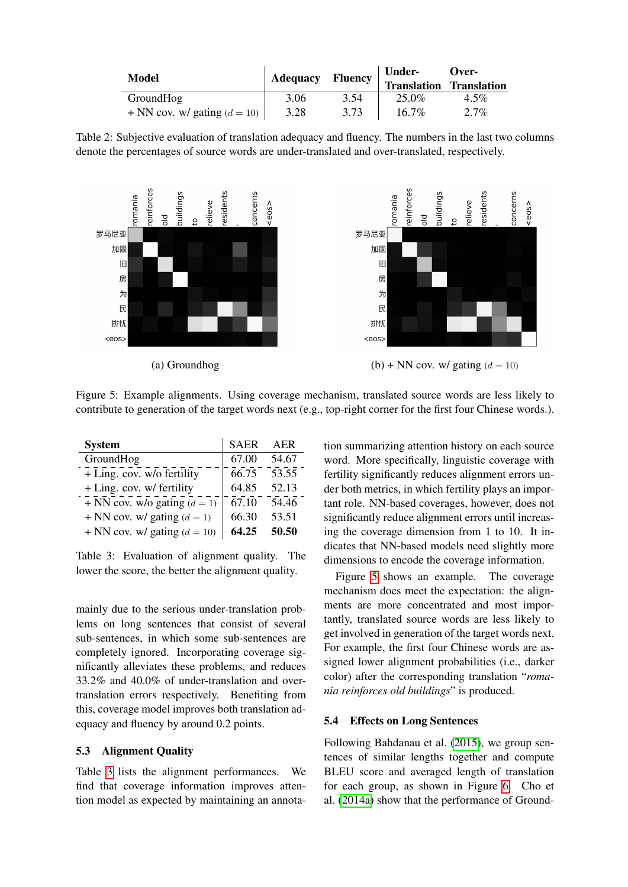| Model | Adequacy | Fluency | Under-Translation | Over-Translation |
|---|---|---|---|---|
| GroundHog | 3.06 | 3.54 | 25.0% | 4.5% |
| + NN cov. w/ gating ($d = 10$) | 3.28 | 3.73 | 16.7% | 2.7% |

Table 2: Subjective evaluation of translation adequacy and fluency. The numbers in the last two columns denote the percentages of source words are under-translated and over-translated, respectively.

(a) Groundhog

(b) + NN cov. w/ gating ($d = 10$)

Figure 5: Example alignments. Using coverage mechanism, translated source words are less likely to contribute to generation of the target words next (e.g., top-right corner for the first four Chinese words.).

| System | SAER | AER |
|---|---|---|
| GroundHog | 67.00 | 54.67 |
| + Ling. cov. w/o fertility | 66.75 | 53.55 |
| + Ling. cov. w/ fertility | 64.85 | 52.13 |
| + NN cov. w/o gating ($d = 1$) | 67.10 | 54.46 |
| + NN cov. w/ gating ($d = 1$) | 66.30 | 53.51 |
| + NN cov. w/ gating ($d = 10$) | **64.25** | **50.50** |

Table 3: Evaluation of alignment quality. The lower the score, the better the alignment quality.

mainly due to the serious under-translation problems on long sentences that consist of several sub-sentences, in which some sub-sentences are completely ignored. Incorporating coverage significantly alleviates these problems, and reduces 33.2% and 40.0% of under-translation and over-translation errors respectively. Benefiting from this, coverage model improves both translation adequacy and fluency by around 0.2 points.

### 5.3 Alignment Quality

Table 3 lists the alignment performances. We find that coverage information improves attention model as expected by maintaining an annotation summarizing attention history on each source word. More specifically, linguistic coverage with fertility significantly reduces alignment errors under both metrics, in which fertility plays an important role. NN-based coverages, however, does not significantly reduce alignment errors until increasing the coverage dimension from 1 to 10. It indicates that NN-based models need slightly more dimensions to encode the coverage information.

Figure 5 shows an example. The coverage mechanism does meet the expectation: the alignments are more concentrated and most importantly, translated source words are less likely to get involved in generation of the target words next. For example, the first four Chinese words are assigned lower alignment probabilities (i.e., darker color) after the corresponding translation "*romania reinforces old buildings*" is produced.

### 5.4 Effects on Long Sentences

Following Bahdanau et al. (2015), we group sentences of similar lengths together and compute BLEU score and averaged length of translation for each group, as shown in Figure 6. Cho et al. (2014a) show that the performance of Ground-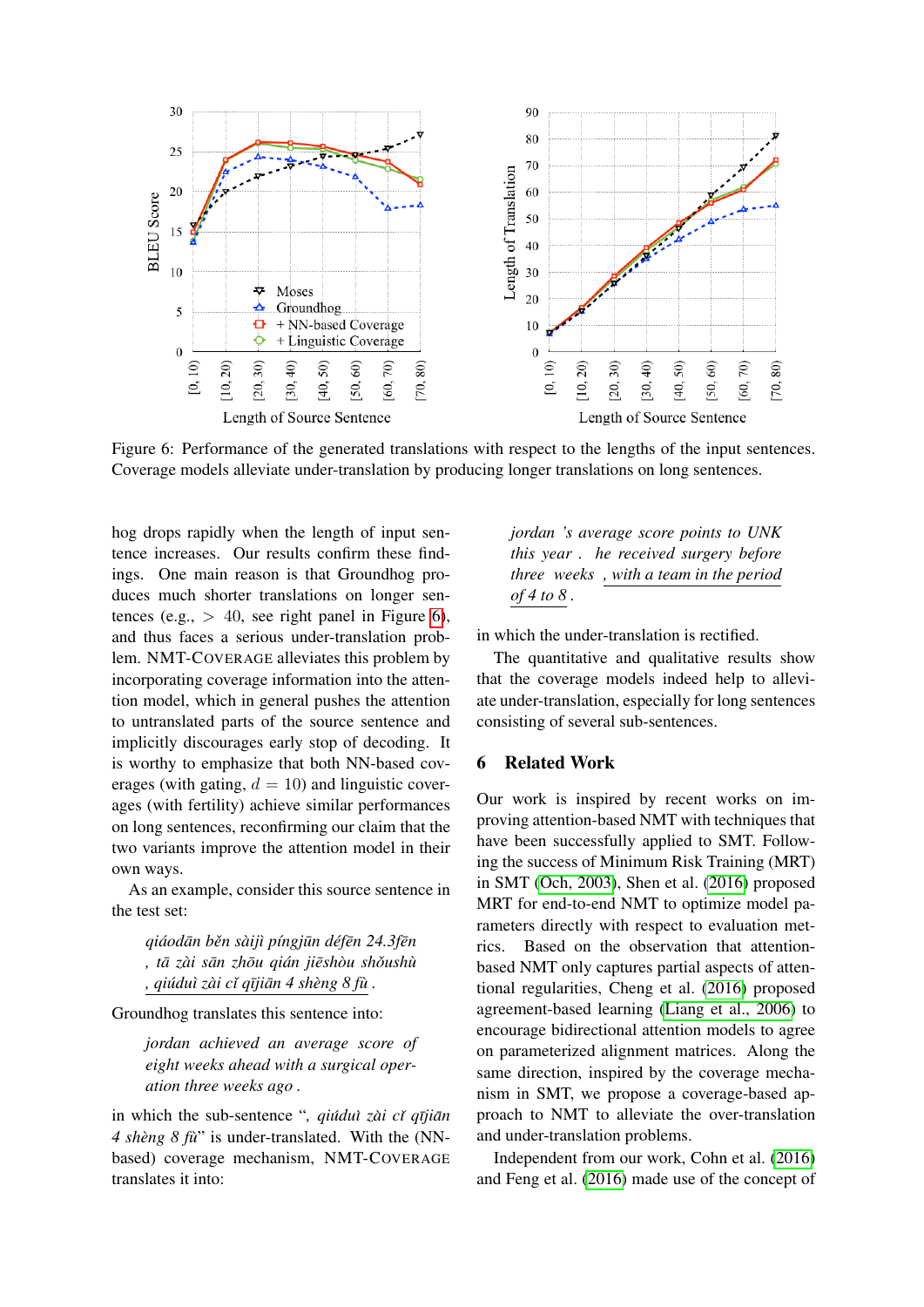Figure 6: Performance of the generated translations with respect to the lengths of the input sentences. Coverage models alleviate under-translation by producing longer translations on long sentences.

hog drops rapidly when the length of input sentence increases. Our results confirm these findings. One main reason is that Groundhog produces much shorter translations on longer sentences (e.g., $> 40$, see right panel in Figure 6), and thus faces a serious under-translation problem. NMT-COVERAGE alleviates this problem by incorporating coverage information into the attention model, which in general pushes the attention to untranslated parts of the source sentence and implicitly discourages early stop of decoding. It is worthy to emphasize that both NN-based coverages (with gating, $d = 10$) and linguistic coverages (with fertility) achieve similar performances on long sentences, reconfirming our claim that the two variants improve the attention model in their own ways.

As an example, consider this source sentence in the test set:

> *qiáodān běn sàijì píngjūn défēn 24.3fēn , tā zài sān zhōu qián jiēshòu shǒushù , qiúduì zài cǐ qījiān 4 shèng 8 fù .*

Groundhog translates this sentence into:

> *jordan achieved an average score of eight weeks ahead with a surgical operation three weeks ago .*

in which the sub-sentence "*, qiúduì zài cǐ qījiān 4 shèng 8 fù*" is under-translated. With the (NN-based) coverage mechanism, NMT-COVERAGE translates it into:

> *jordan 's average score points to UNK this year . he received surgery before three weeks , with a team in the period of 4 to 8 .*

in which the under-translation is rectified.

The quantitative and qualitative results show that the coverage models indeed help to alleviate under-translation, especially for long sentences consisting of several sub-sentences.

## 6 Related Work

Our work is inspired by recent works on improving attention-based NMT with techniques that have been successfully applied to SMT. Following the success of Minimum Risk Training (MRT) in SMT (Och, 2003), Shen et al. (2016) proposed MRT for end-to-end NMT to optimize model parameters directly with respect to evaluation metrics. Based on the observation that attention-based NMT only captures partial aspects of attentional regularities, Cheng et al. (2016) proposed agreement-based learning (Liang et al., 2006) to encourage bidirectional attention models to agree on parameterized alignment matrices. Along the same direction, inspired by the coverage mechanism in SMT, we propose a coverage-based approach to NMT to alleviate the over-translation and under-translation problems.

Independent from our work, Cohn et al. (2016) and Feng et al. (2016) made use of the concept of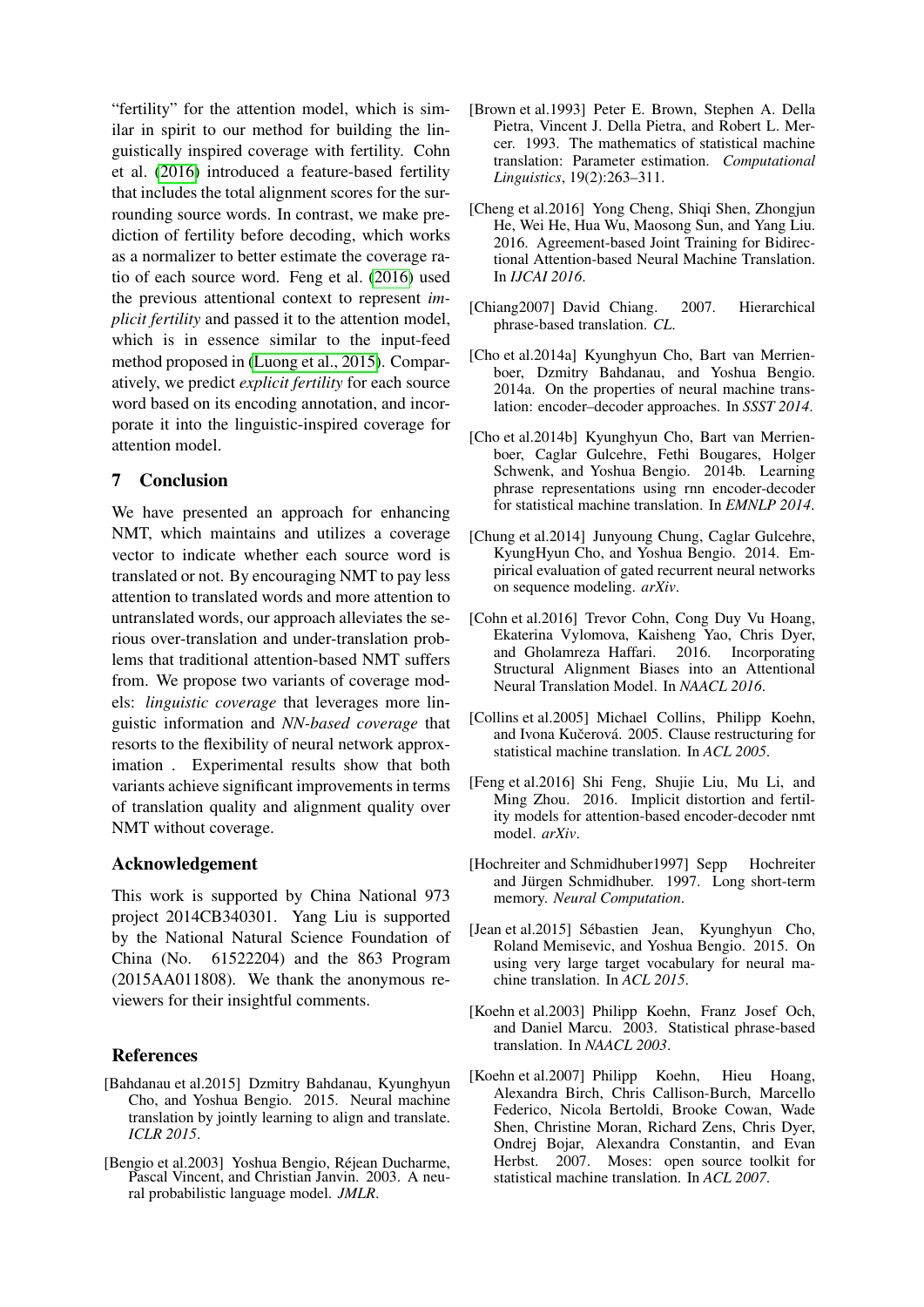"fertility" for the attention model, which is similar in spirit to our method for building the linguistically inspired coverage with fertility. Cohn et al. (2016) introduced a feature-based fertility that includes the total alignment scores for the surrounding source words. In contrast, we make prediction of fertility before decoding, which works as a normalizer to better estimate the coverage ratio of each source word. Feng et al. (2016) used the previous attentional context to represent *implicit fertility* and passed it to the attention model, which is in essence similar to the input-feed method proposed in (Luong et al., 2015). Comparatively, we predict *explicit fertility* for each source word based on its encoding annotation, and incorporate it into the linguistic-inspired coverage for attention model.

## 7 Conclusion

We have presented an approach for enhancing NMT, which maintains and utilizes a coverage vector to indicate whether each source word is translated or not. By encouraging NMT to pay less attention to translated words and more attention to untranslated words, our approach alleviates the serious over-translation and under-translation problems that traditional attention-based NMT suffers from. We propose two variants of coverage models: *linguistic coverage* that leverages more linguistic information and *NN-based coverage* that resorts to the flexibility of neural network approximation . Experimental results show that both variants achieve significant improvements in terms of translation quality and alignment quality over NMT without coverage.

## Acknowledgement

This work is supported by China National 973 project 2014CB340301. Yang Liu is supported by the National Natural Science Foundation of China (No. 61522204) and the 863 Program (2015AA011808). We thank the anonymous reviewers for their insightful comments.

## References

[Bahdanau et al.2015] Dzmitry Bahdanau, Kyunghyun Cho, and Yoshua Bengio. 2015. Neural machine translation by jointly learning to align and translate. *ICLR 2015*.

[Bengio et al.2003] Yoshua Bengio, Réjean Ducharme, Pascal Vincent, and Christian Janvin. 2003. A neural probabilistic language model. *JMLR*.

[Brown et al.1993] Peter E. Brown, Stephen A. Della Pietra, Vincent J. Della Pietra, and Robert L. Mercer. 1993. The mathematics of statistical machine translation: Parameter estimation. *Computational Linguistics*, 19(2):263–311.

[Cheng et al.2016] Yong Cheng, Shiqi Shen, Zhongjun He, Wei He, Hua Wu, Maosong Sun, and Yang Liu. 2016. Agreement-based Joint Training for Bidirectional Attention-based Neural Machine Translation. In *IJCAI 2016*.

[Chiang2007] David Chiang. 2007. Hierarchical phrase-based translation. *CL*.

[Cho et al.2014a] Kyunghyun Cho, Bart van Merrienboer, Dzmitry Bahdanau, and Yoshua Bengio. 2014a. On the properties of neural machine translation: encoder–decoder approaches. In *SSST 2014*.

[Cho et al.2014b] Kyunghyun Cho, Bart van Merrienboer, Caglar Gulcehre, Fethi Bougares, Holger Schwenk, and Yoshua Bengio. 2014b. Learning phrase representations using rnn encoder-decoder for statistical machine translation. In *EMNLP 2014*.

[Chung et al.2014] Junyoung Chung, Caglar Gulcehre, KyungHyun Cho, and Yoshua Bengio. 2014. Empirical evaluation of gated recurrent neural networks on sequence modeling. *arXiv*.

[Cohn et al.2016] Trevor Cohn, Cong Duy Vu Hoang, Ekaterina Vylomova, Kaisheng Yao, Chris Dyer, and Gholamreza Haffari. 2016. Incorporating Structural Alignment Biases into an Attentional Neural Translation Model. In *NAACL 2016*.

[Collins et al.2005] Michael Collins, Philipp Koehn, and Ivona Kučerová. 2005. Clause restructuring for statistical machine translation. In *ACL 2005*.

[Feng et al.2016] Shi Feng, Shujie Liu, Mu Li, and Ming Zhou. 2016. Implicit distortion and fertility models for attention-based encoder-decoder nmt model. *arXiv*.

[Hochreiter and Schmidhuber1997] Sepp Hochreiter and Jürgen Schmidhuber. 1997. Long short-term memory. *Neural Computation*.

[Jean et al.2015] Sébastien Jean, Kyunghyun Cho, Roland Memisevic, and Yoshua Bengio. 2015. On using very large target vocabulary for neural machine translation. In *ACL 2015*.

[Koehn et al.2003] Philipp Koehn, Franz Josef Och, and Daniel Marcu. 2003. Statistical phrase-based translation. In *NAACL 2003*.

[Koehn et al.2007] Philipp Koehn, Hieu Hoang, Alexandra Birch, Chris Callison-Burch, Marcello Federico, Nicola Bertoldi, Brooke Cowan, Wade Shen, Christine Moran, Richard Zens, Chris Dyer, Ondrej Bojar, Alexandra Constantin, and Evan Herbst. 2007. Moses: open source toolkit for statistical machine translation. In *ACL 2007*.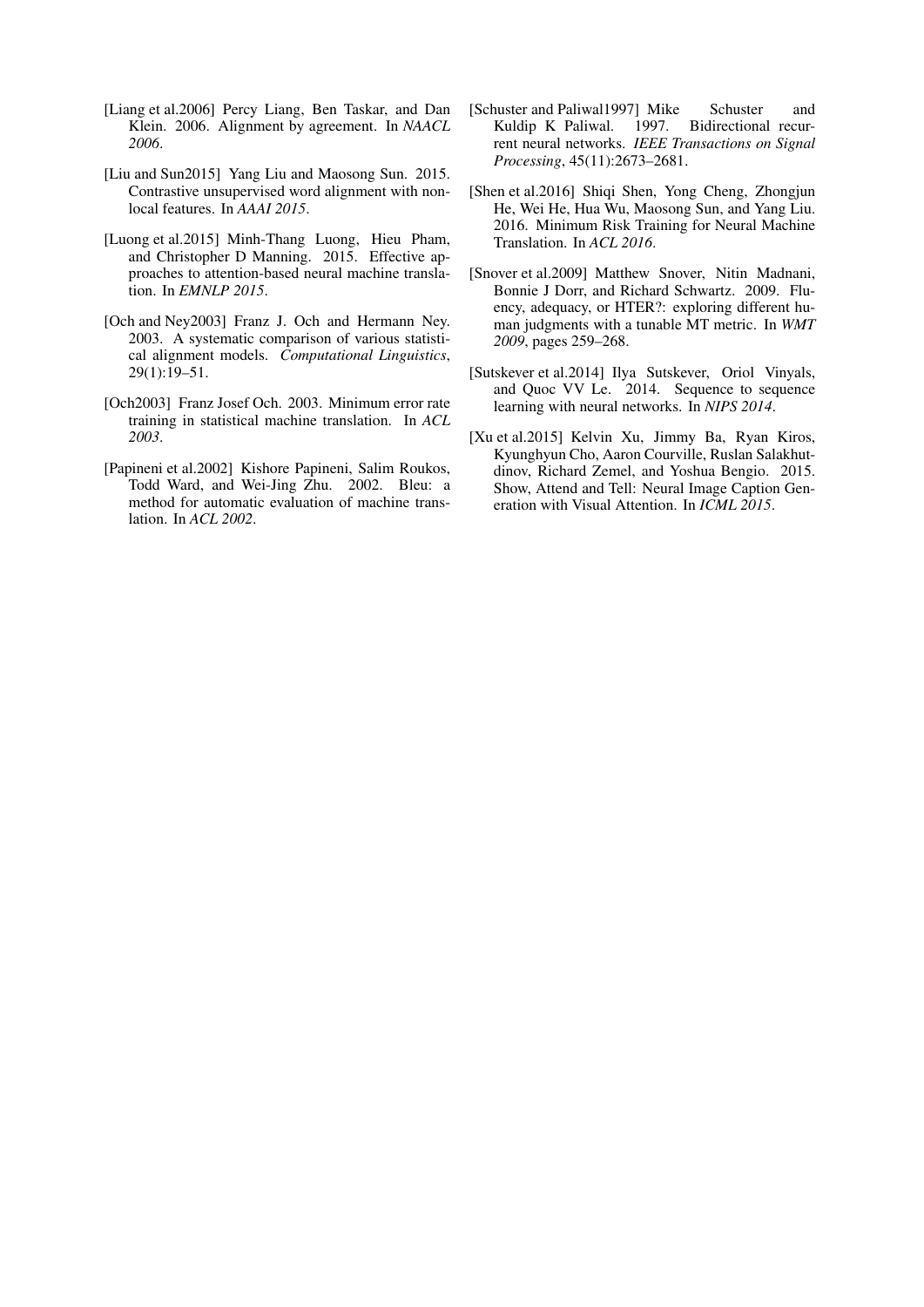[Liang et al.2006] Percy Liang, Ben Taskar, and Dan Klein. 2006. Alignment by agreement. In *NAACL 2006*.

[Liu and Sun2015] Yang Liu and Maosong Sun. 2015. Contrastive unsupervised word alignment with non-local features. In *AAAI 2015*.

[Luong et al.2015] Minh-Thang Luong, Hieu Pham, and Christopher D Manning. 2015. Effective approaches to attention-based neural machine translation. In *EMNLP 2015*.

[Och and Ney2003] Franz J. Och and Hermann Ney. 2003. A systematic comparison of various statistical alignment models. *Computational Linguistics*, 29(1):19–51.

[Och2003] Franz Josef Och. 2003. Minimum error rate training in statistical machine translation. In *ACL 2003*.

[Papineni et al.2002] Kishore Papineni, Salim Roukos, Todd Ward, and Wei-Jing Zhu. 2002. Bleu: a method for automatic evaluation of machine translation. In *ACL 2002*.

[Schuster and Paliwal1997] Mike Schuster and Kuldip K Paliwal. 1997. Bidirectional recurrent neural networks. *IEEE Transactions on Signal Processing*, 45(11):2673–2681.

[Shen et al.2016] Shiqi Shen, Yong Cheng, Zhongjun He, Wei He, Hua Wu, Maosong Sun, and Yang Liu. 2016. Minimum Risk Training for Neural Machine Translation. In *ACL 2016*.

[Snover et al.2009] Matthew Snover, Nitin Madnani, Bonnie J Dorr, and Richard Schwartz. 2009. Fluency, adequacy, or HTER?: exploring different human judgments with a tunable MT metric. In *WMT 2009*, pages 259–268.

[Sutskever et al.2014] Ilya Sutskever, Oriol Vinyals, and Quoc VV Le. 2014. Sequence to sequence learning with neural networks. In *NIPS 2014*.

[Xu et al.2015] Kelvin Xu, Jimmy Ba, Ryan Kiros, Kyunghyun Cho, Aaron Courville, Ruslan Salakhutdinov, Richard Zemel, and Yoshua Bengio. 2015. Show, Attend and Tell: Neural Image Caption Generation with Visual Attention. In *ICML 2015*.